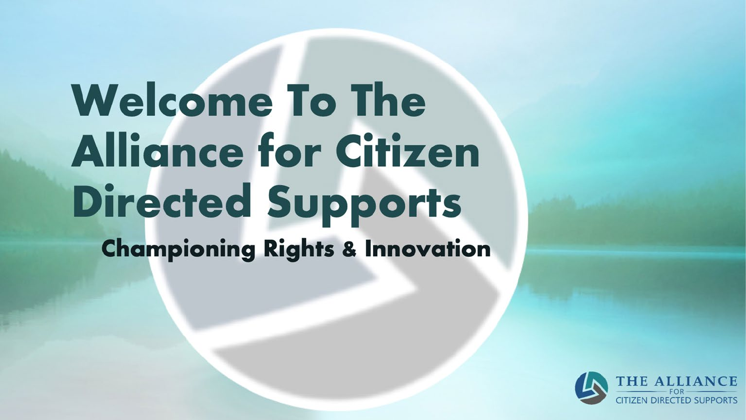# Welcome To The Alliance for Citizen Directed Supports

## Championing Rights & Innovation

THE ALLIANCE FOR CITIZEN DIRECTED SUPPORTS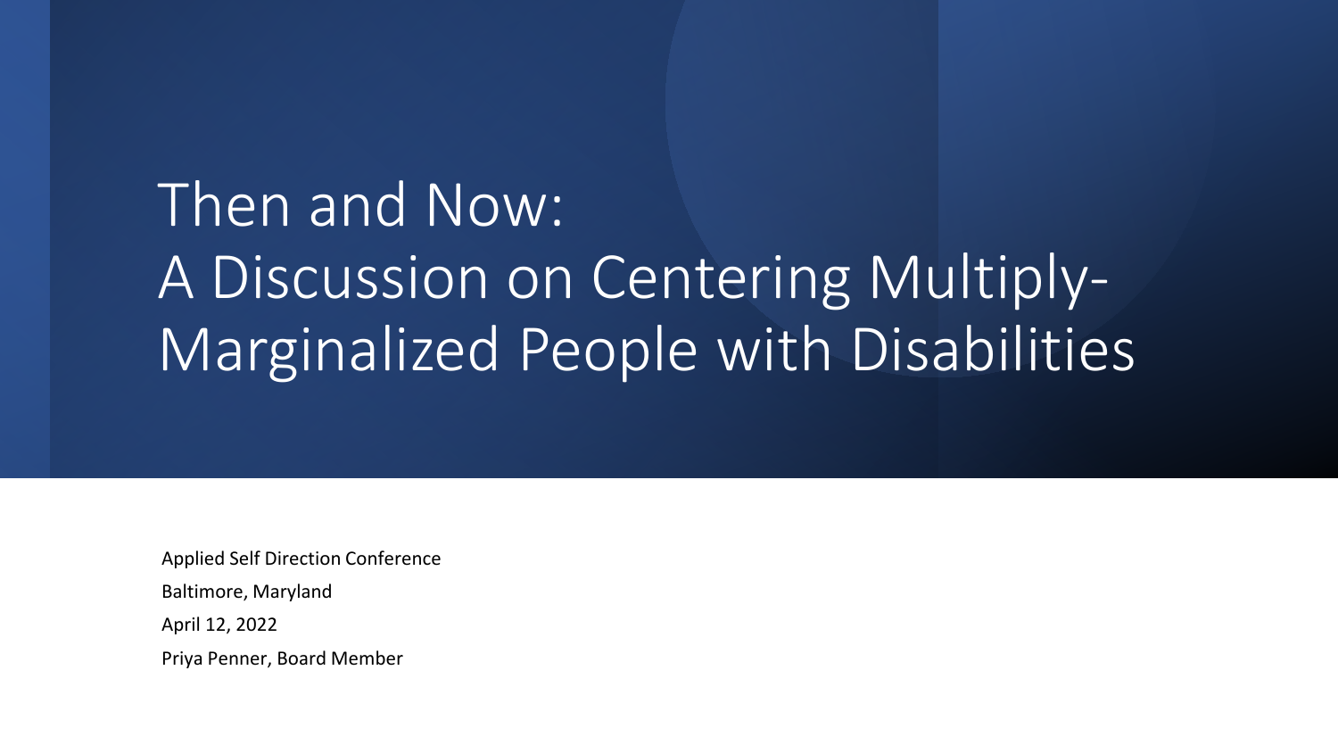# Then and Now: A Discussion on Centering Multiply-Marginalized People with Disabilities

Applied Self Direction Conference

Baltimore, Maryland

April 12, 2022

Priya Penner, Board Member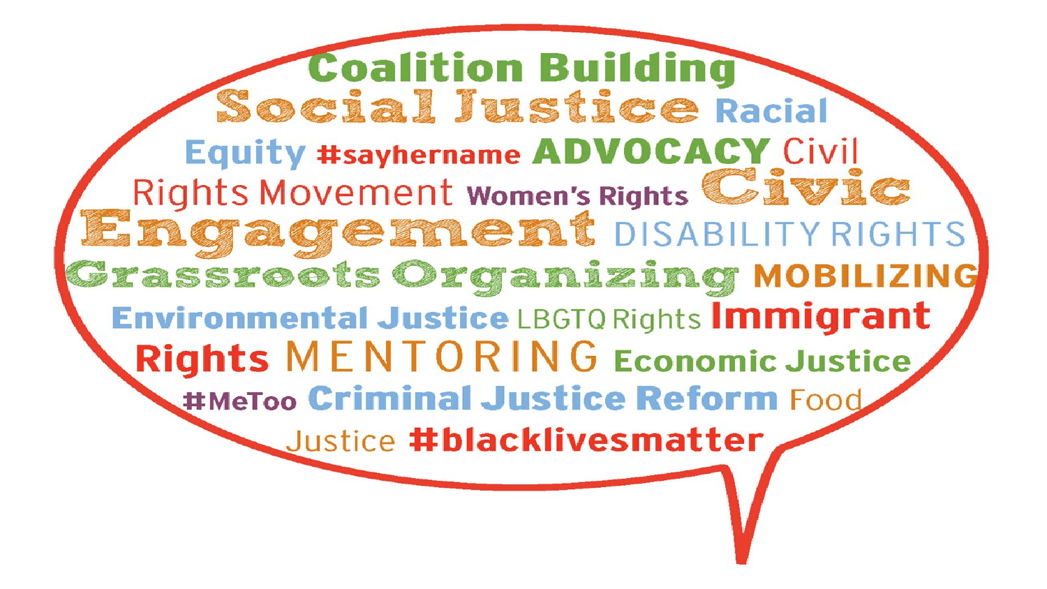Coalition Building Social Justice Racial Equity #sayhername ADVOCACY Civil Rights Movement Women's Rights Civic Engagement DISABILITY RIGHTS Grassroots Organizing MOBILIZING Environmental Justice LBGTQ Rights Immigrant Rights MENTORING Economic Justice #MeToo Criminal Justice Reform Food Justice #blacklivesmatter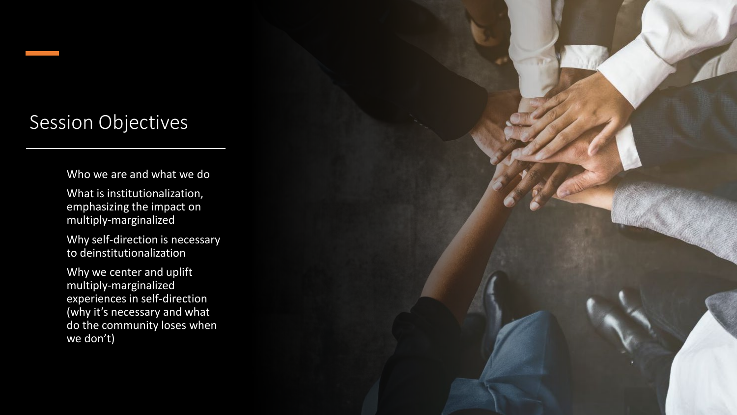## Session Objectives

- Who we are and what we do
- What is institutionalization, emphasizing the impact on multiply-marginalized
- Why self-direction is necessary to deinstitutionalization
- Why we center and uplift multiply-marginalized experiences in self-direction (why it's necessary and what do the community loses when we don't)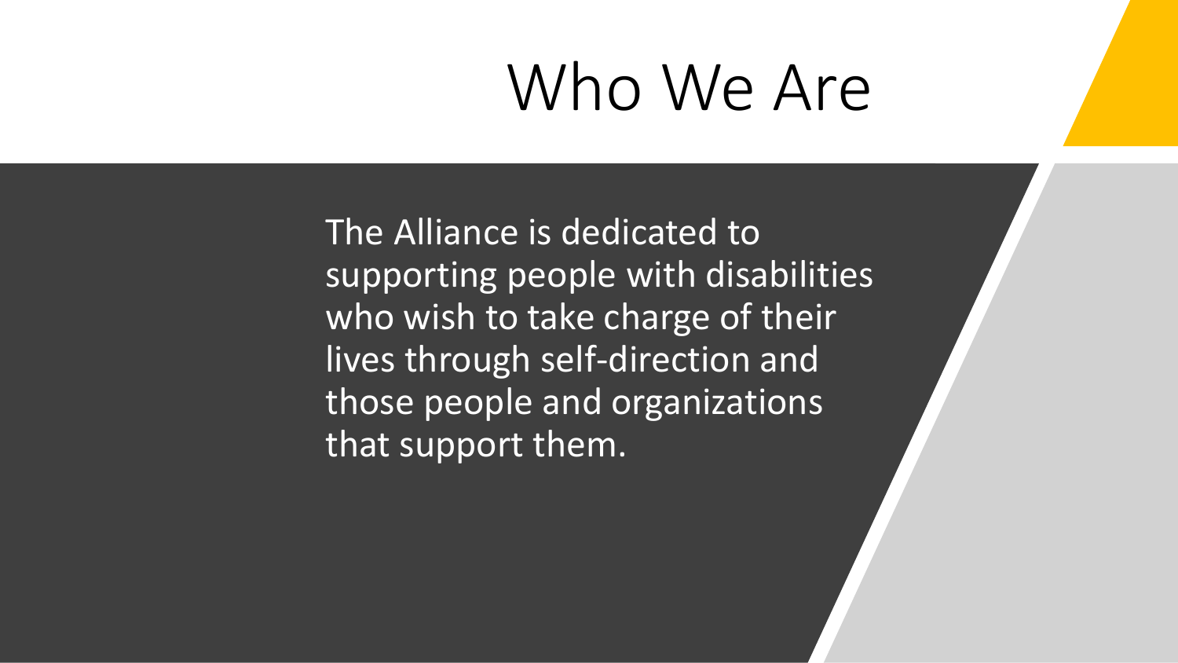# Who We Are

The Alliance is dedicated to supporting people with disabilities who wish to take charge of their lives through self-direction and those people and organizations that support them.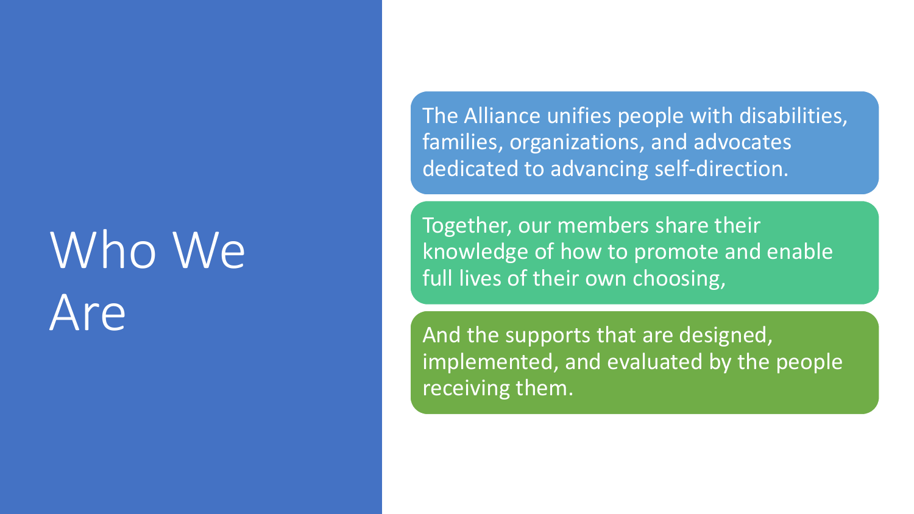# Who We Are

The Alliance unifies people with disabilities, families, organizations, and advocates dedicated to advancing self-direction.

Together, our members share their knowledge of how to promote and enable full lives of their own choosing,

And the supports that are designed, implemented, and evaluated by the people receiving them.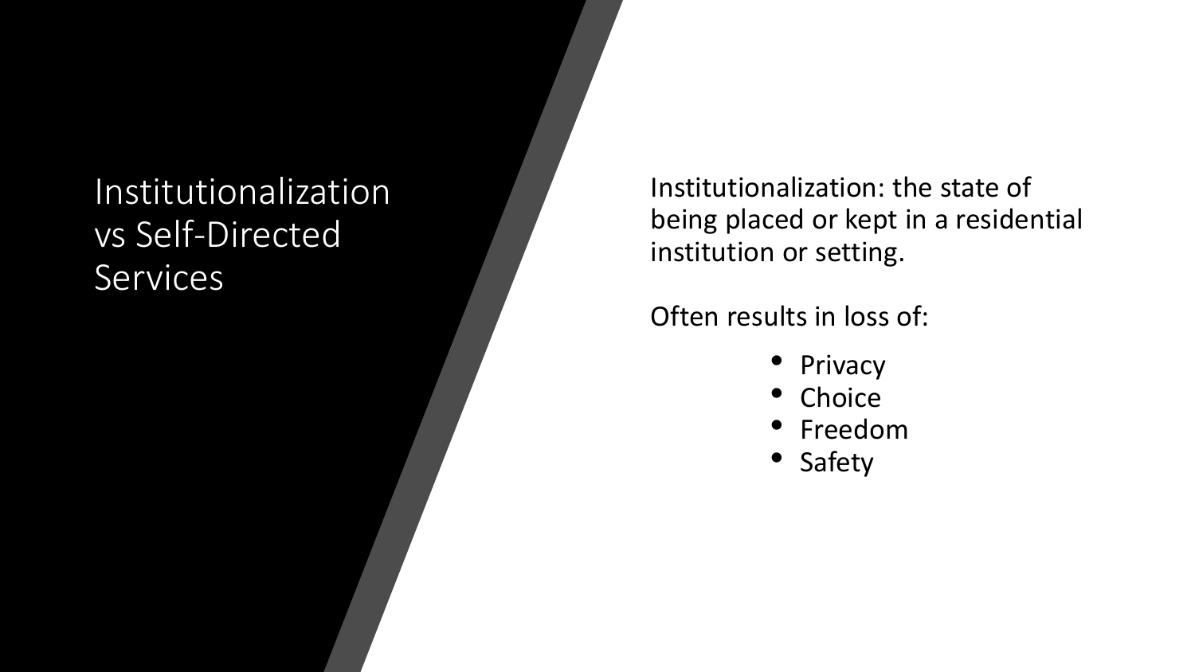# Institutionalization vs Self-Directed Services

Institutionalization: the state of being placed or kept in a residential institution or setting.

Often results in loss of:

- Privacy
- Choice
- Freedom
- Safety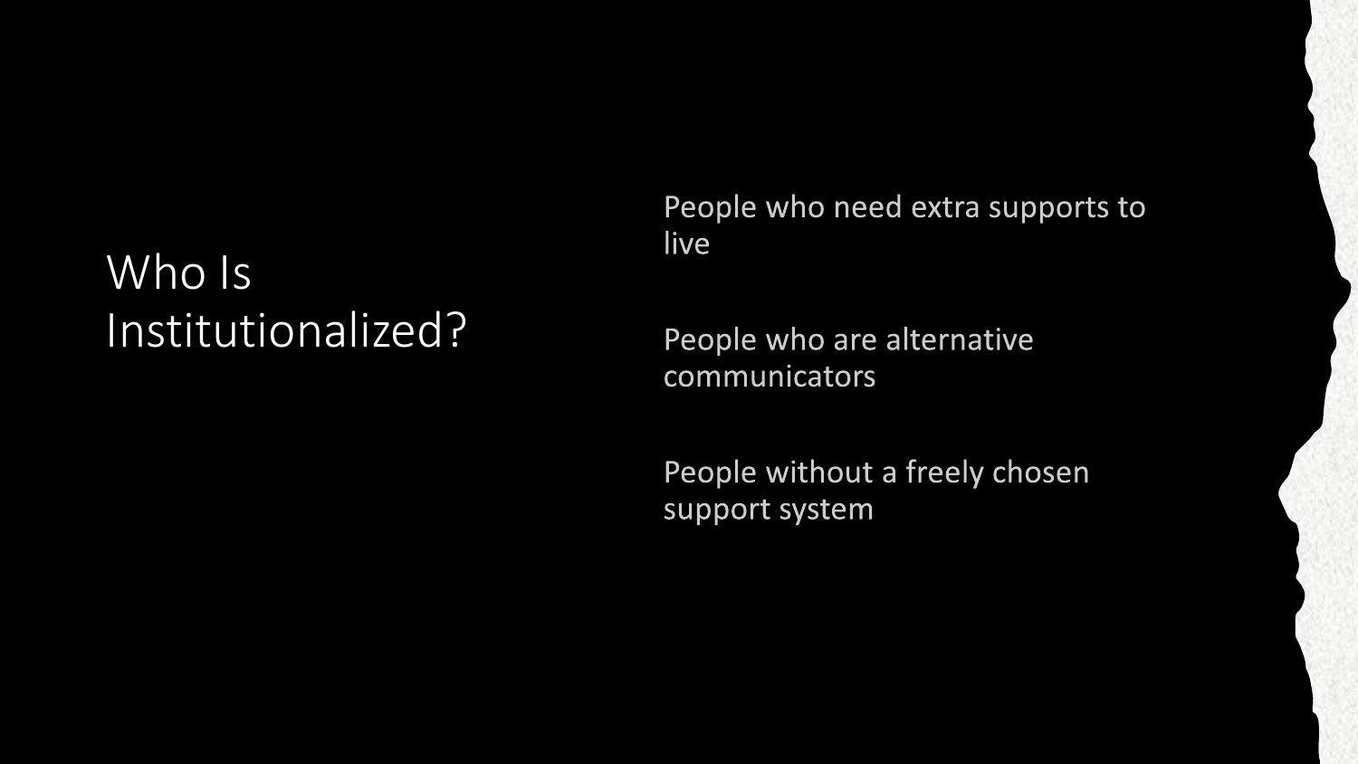# Who Is Institutionalized?

- People who need extra supports to live
- People who are alternative communicators
- People without a freely chosen support system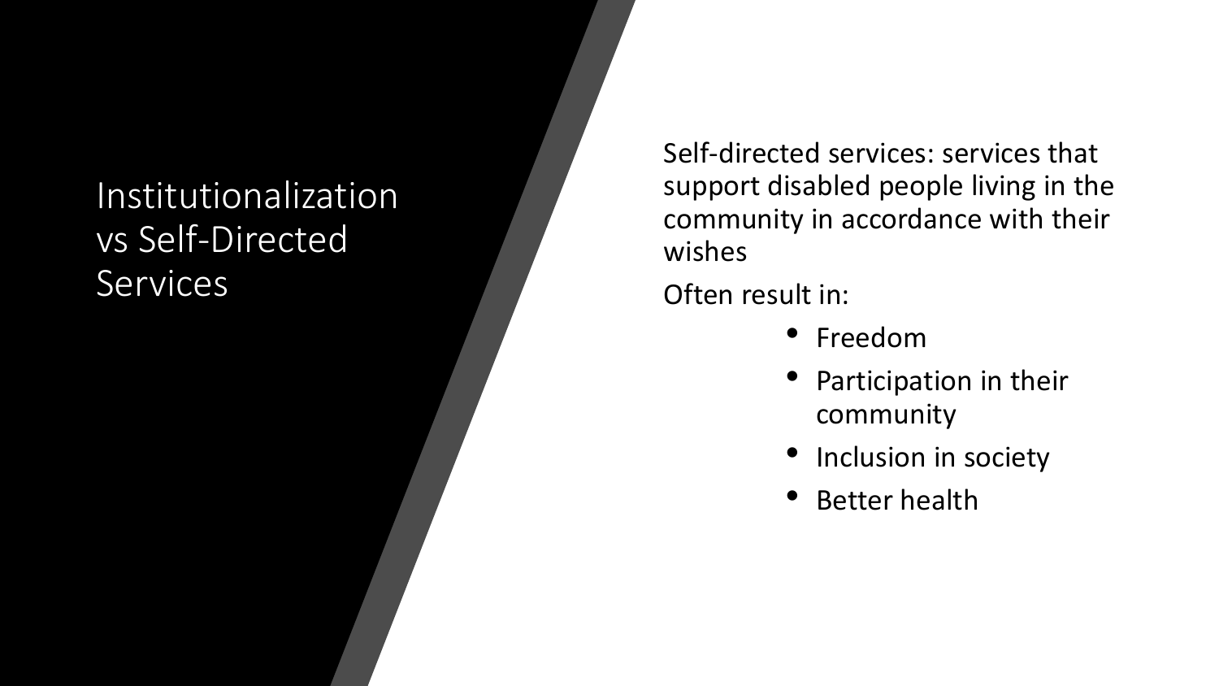# Institutionalization vs Self-Directed Services

Self-directed services: services that support disabled people living in the community in accordance with their wishes

Often result in:

- Freedom
- Participation in their community
- Inclusion in society
- Better health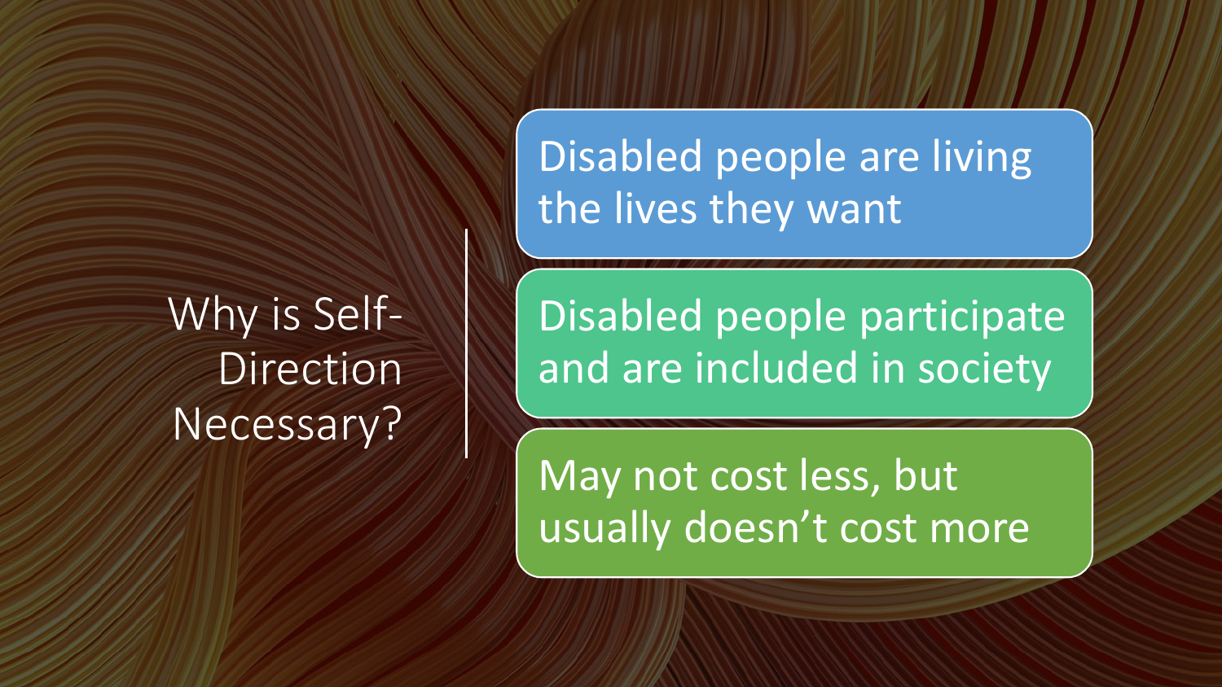# Why is Self-Direction Necessary?

- Disabled people are living the lives they want
- Disabled people participate and are included in society
- May not cost less, but usually doesn't cost more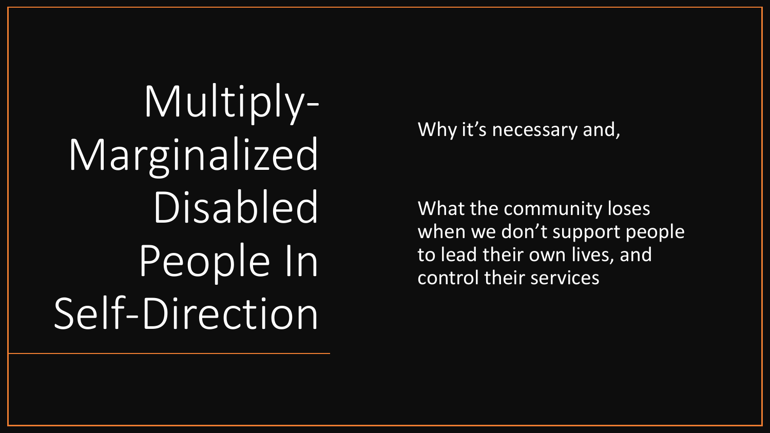# Multiply-Marginalized Disabled People In Self-Direction

Why it's necessary and,

What the community loses when we don't support people to lead their own lives, and control their services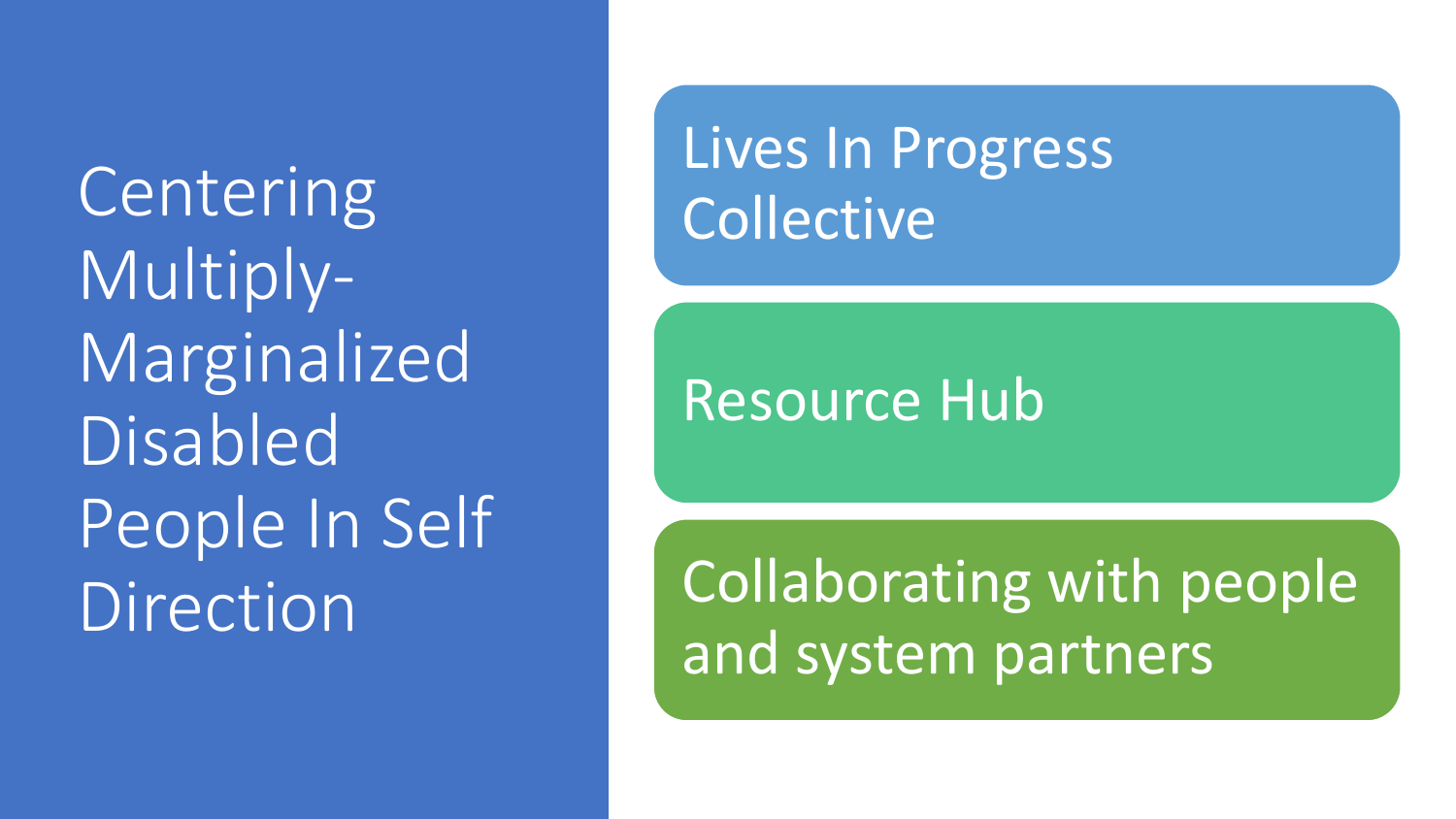# Centering Multiply-Marginalized Disabled People In Self Direction

- Lives In Progress Collective
- Resource Hub
- Collaborating with people and system partners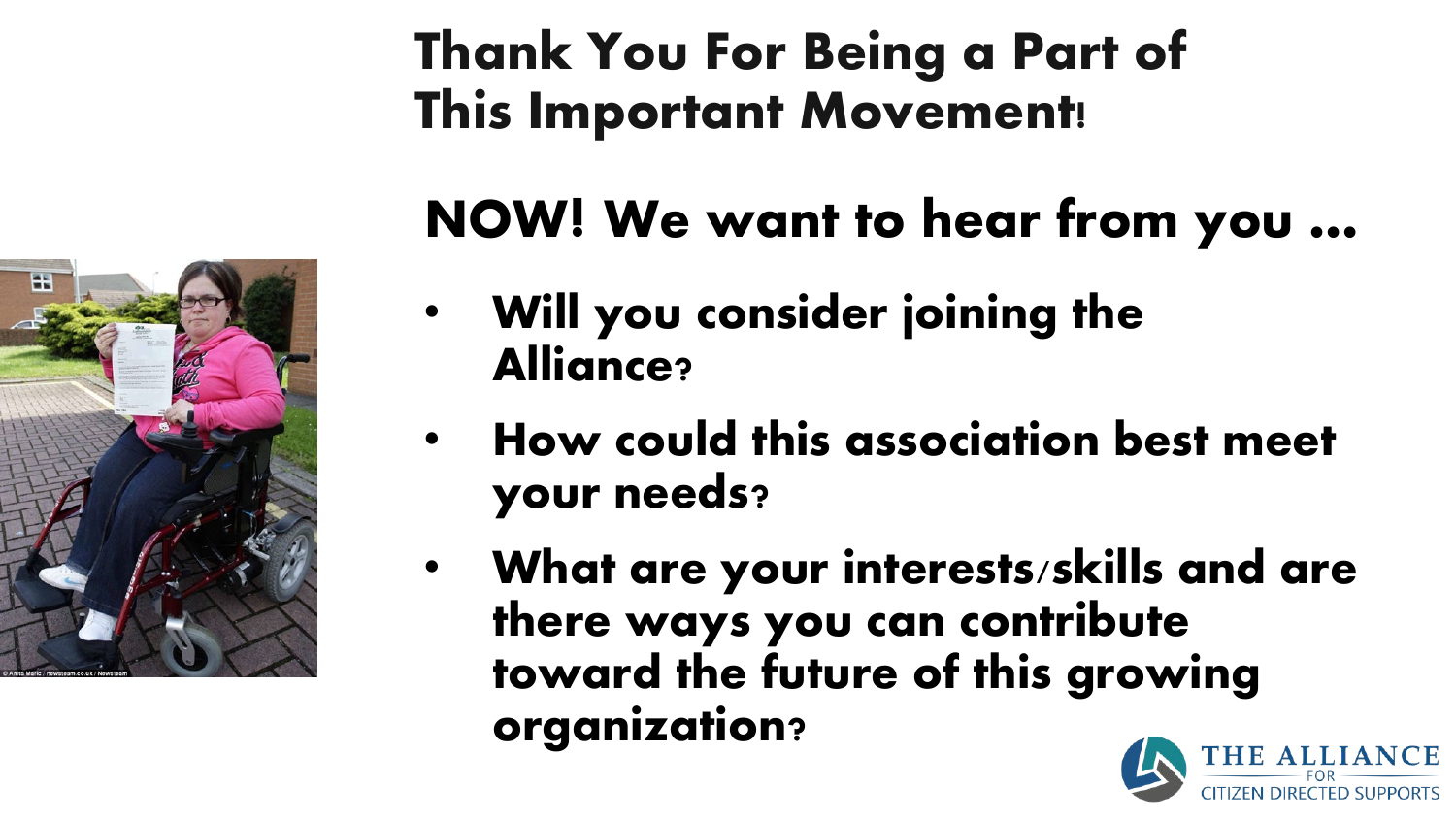# Thank You For Being a Part of This Important Movement!

## NOW! We want to hear from you …

- **Will you consider joining the Alliance?**
- **How could this association best meet your needs?**
- **What are your interests/skills and are there ways you can contribute toward the future of this growing organization?**

THE ALLIANCE FOR CITIZEN DIRECTED SUPPORTS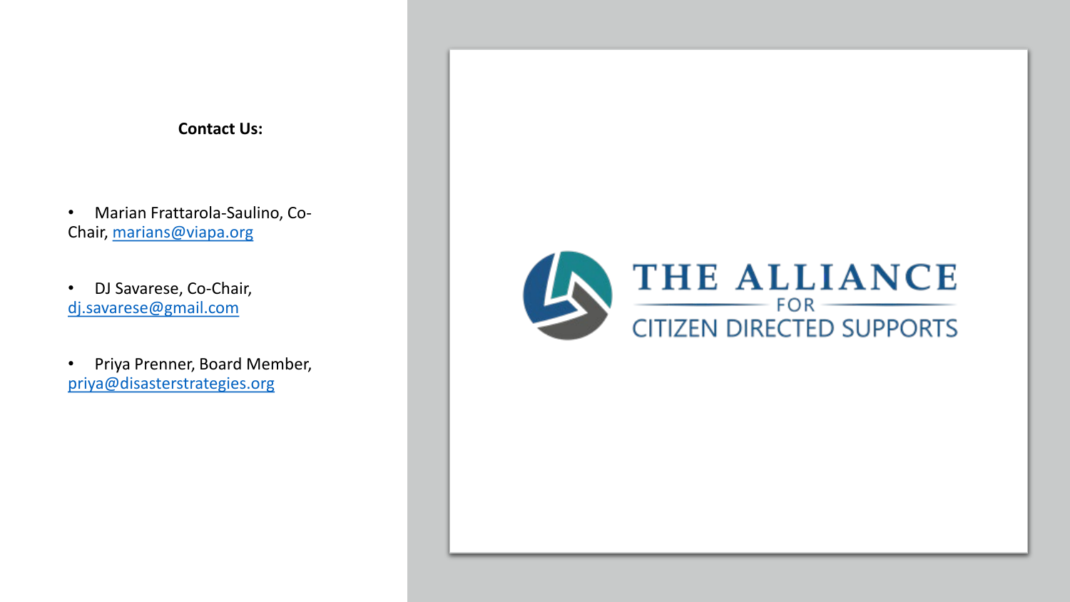**Contact Us:**

- Marian Frattarola-Saulino, Co-Chair, marians@viapa.org
- DJ Savarese, Co-Chair, dj.savarese@gmail.com
- Priya Prenner, Board Member, priya@disasterstrategies.org

THE ALLIANCE FOR CITIZEN DIRECTED SUPPORTS